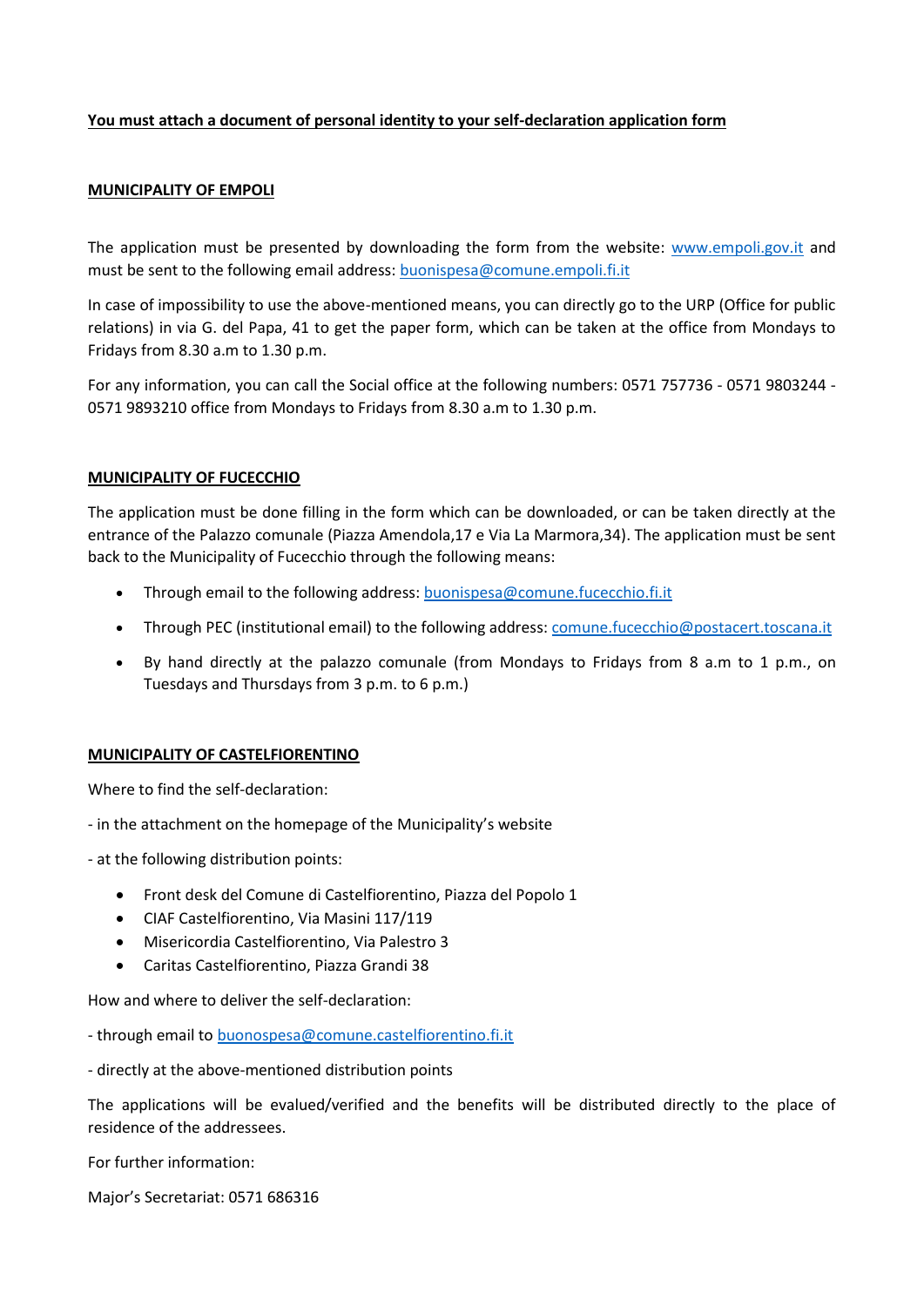**<u>You must attach a document of personal identity to your self-declaration application form</u>**

## MUNICIPALITY OF EMPOLI

The application must be presented by downloading the form from the website: www.empoli.gov.it and must be sent to the following email address: buonispesa@comune.empoli.fi.it

In case of impossibility to use the above-mentioned means, you can directly go to the URP (Office for public relations) in via G. del Papa, 41 to get the paper form, which can be taken at the office from Mondays to Fridays from 8.30 a.m to 1.30 p.m.

For any information, you can call the Social office at the following numbers: 0571 757736 - 0571 9803244 - 0571 9893210 office from Mondays to Fridays from 8.30 a.m to 1.30 p.m.

## MUNICIPALITY OF FUCECCHIO

The application must be done filling in the form which can be downloaded, or can be taken directly at the entrance of the Palazzo comunale (Piazza Amendola,17 e Via La Marmora,34). The application must be sent back to the Municipality of Fucecchio through the following means:

- Through email to the following address: buonispesa@comune.fucecchio.fi.it
- Through PEC (institutional email) to the following address: comune.fucecchio@postacert.toscana.it
- By hand directly at the palazzo comunale (from Mondays to Fridays from 8 a.m to 1 p.m., on Tuesdays and Thursdays from 3 p.m. to 6 p.m.)

## MUNICIPALITY OF CASTELFIORENTINO

Where to find the self-declaration:

- in the attachment on the homepage of the Municipality's website

- at the following distribution points:

- Front desk del Comune di Castelfiorentino, Piazza del Popolo 1
- CIAF Castelfiorentino, Via Masini 117/119
- Misericordia Castelfiorentino, Via Palestro 3
- Caritas Castelfiorentino, Piazza Grandi 38

How and where to deliver the self-declaration:

- through email to buonospesa@comune.castelfiorentino.fi.it

- directly at the above-mentioned distribution points

The applications will be evalued/verified and the benefits will be distributed directly to the place of residence of the addressees.

For further information:

Major's Secretariat: 0571 686316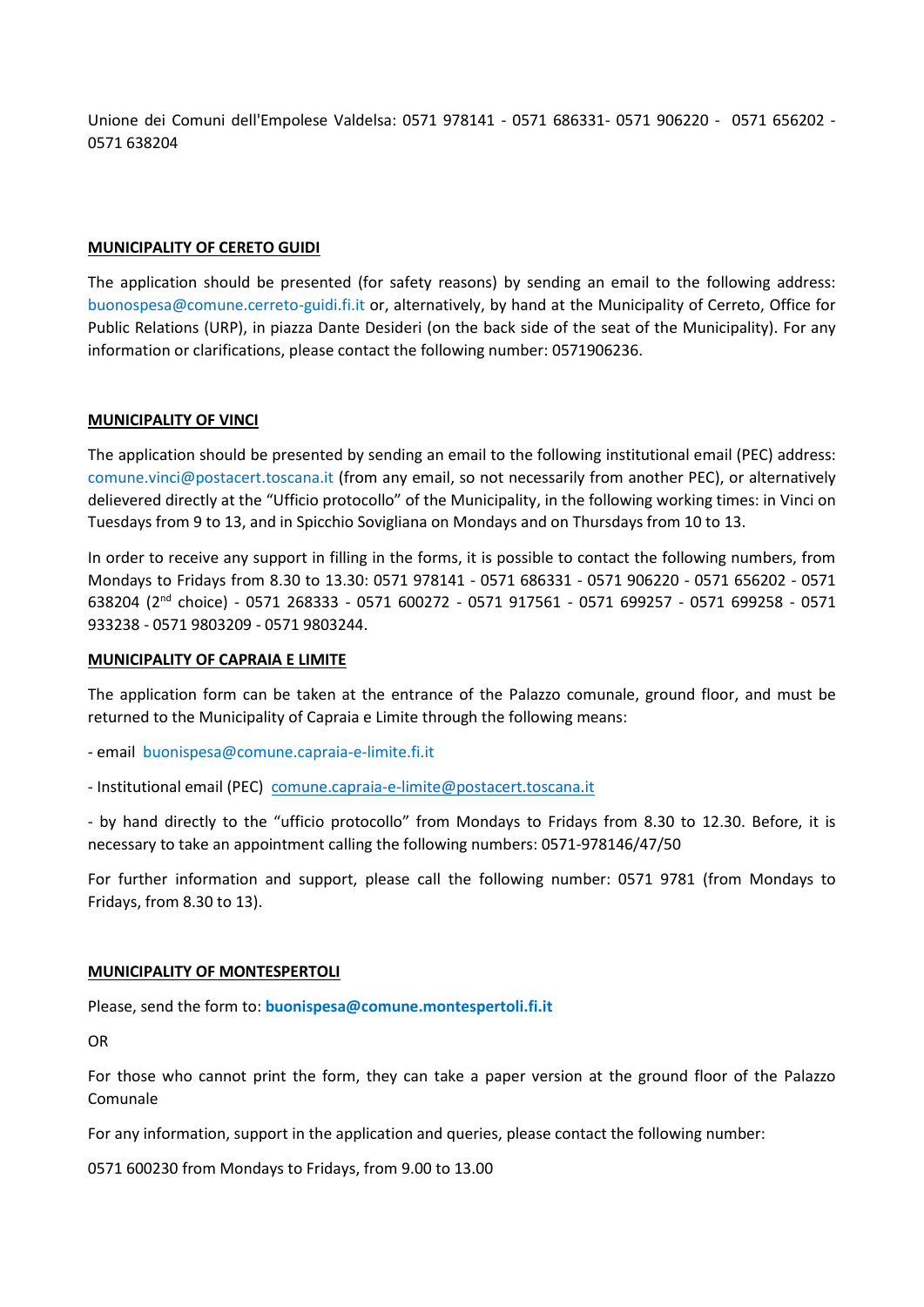Unione dei Comuni dell'Empolese Valdelsa: 0571 978141 - 0571 686331- 0571 906220 - 0571 656202 - 0571 638204

**MUNICIPALITY OF CERETO GUIDI**

The application should be presented (for safety reasons) by sending an email to the following address: buonospesa@comune.cerreto-guidi.fi.it or, alternatively, by hand at the Municipality of Cerreto, Office for Public Relations (URP), in piazza Dante Desideri (on the back side of the seat of the Municipality). For any information or clarifications, please contact the following number: 0571906236.

**MUNICIPALITY OF VINCI**

The application should be presented by sending an email to the following institutional email (PEC) address: comune.vinci@postacert.toscana.it (from any email, so not necessarily from another PEC), or alternatively delievered directly at the "Ufficio protocollo" of the Municipality, in the following working times: in Vinci on Tuesdays from 9 to 13, and in Spicchio Sovigliana on Mondays and on Thursdays from 10 to 13.

In order to receive any support in filling in the forms, it is possible to contact the following numbers, from Mondays to Fridays from 8.30 to 13.30: 0571 978141 - 0571 686331 - 0571 906220 - 0571 656202 - 0571 638204 (2nd choice) - 0571 268333 - 0571 600272 - 0571 917561 - 0571 699257 - 0571 699258 - 0571 933238 - 0571 9803209 - 0571 9803244.

**MUNICIPALITY OF CAPRAIA E LIMITE**

The application form can be taken at the entrance of the Palazzo comunale, ground floor, and must be returned to the Municipality of Capraia e Limite through the following means:

- email buonispesa@comune.capraia-e-limite.fi.it

- Institutional email (PEC) comune.capraia-e-limite@postacert.toscana.it

- by hand directly to the "ufficio protocollo" from Mondays to Fridays from 8.30 to 12.30. Before, it is necessary to take an appointment calling the following numbers: 0571-978146/47/50

For further information and support, please call the following number: 0571 9781 (from Mondays to Fridays, from 8.30 to 13).

**MUNICIPALITY OF MONTESPERTOLI**

Please, send the form to: **buonispesa@comune.montespertoli.fi.it**

OR

For those who cannot print the form, they can take a paper version at the ground floor of the Palazzo Comunale

For any information, support in the application and queries, please contact the following number:

0571 600230 from Mondays to Fridays, from 9.00 to 13.00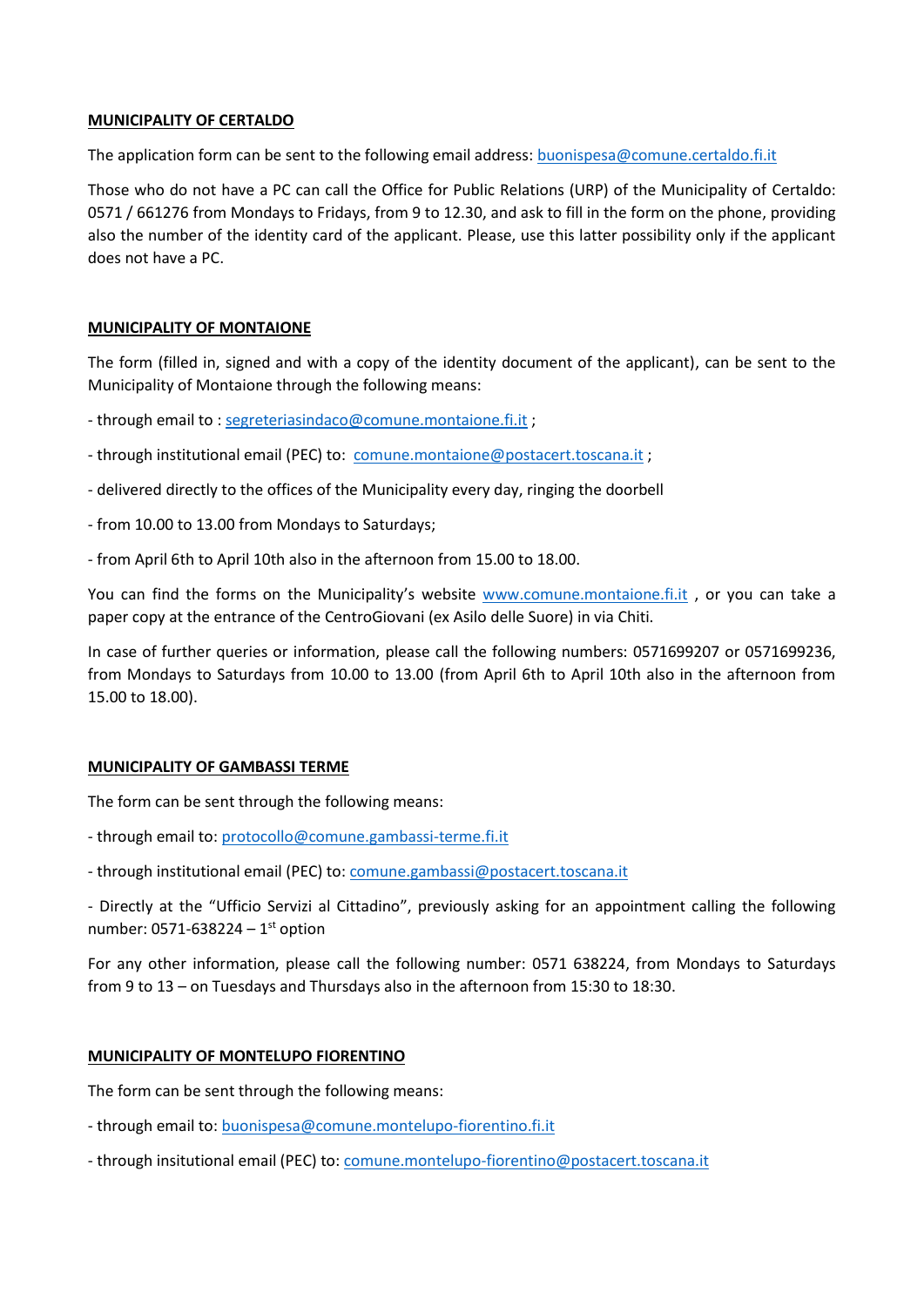**MUNICIPALITY OF CERTALDO**

The application form can be sent to the following email address: buonispesa@comune.certaldo.fi.it

Those who do not have a PC can call the Office for Public Relations (URP) of the Municipality of Certaldo: 0571 / 661276 from Mondays to Fridays, from 9 to 12.30, and ask to fill in the form on the phone, providing also the number of the identity card of the applicant. Please, use this latter possibility only if the applicant does not have a PC.

**MUNICIPALITY OF MONTAIONE**

The form (filled in, signed and with a copy of the identity document of the applicant), can be sent to the Municipality of Montaione through the following means:

- through email to : segreteriasindaco@comune.montaione.fi.it ;
- through institutional email (PEC) to: comune.montaione@postacert.toscana.it ;
- delivered directly to the offices of the Municipality every day, ringing the doorbell
- from 10.00 to 13.00 from Mondays to Saturdays;
- from April 6th to April 10th also in the afternoon from 15.00 to 18.00.

You can find the forms on the Municipality's website www.comune.montaione.fi.it , or you can take a paper copy at the entrance of the CentroGiovani (ex Asilo delle Suore) in via Chiti.

In case of further queries or information, please call the following numbers: 0571699207 or 0571699236, from Mondays to Saturdays from 10.00 to 13.00 (from April 6th to April 10th also in the afternoon from 15.00 to 18.00).

**MUNICIPALITY OF GAMBASSI TERME**

The form can be sent through the following means:

- through email to: protocollo@comune.gambassi-terme.fi.it
- through institutional email (PEC) to: comune.gambassi@postacert.toscana.it
- Directly at the "Ufficio Servizi al Cittadino", previously asking for an appointment calling the following number: 0571-638224 – 1st option

For any other information, please call the following number: 0571 638224, from Mondays to Saturdays from 9 to 13 – on Tuesdays and Thursdays also in the afternoon from 15:30 to 18:30.

**MUNICIPALITY OF MONTELUPO FIORENTINO**

The form can be sent through the following means:

- through email to: buonispesa@comune.montelupo-fiorentino.fi.it
- through insitutional email (PEC) to: comune.montelupo-fiorentino@postacert.toscana.it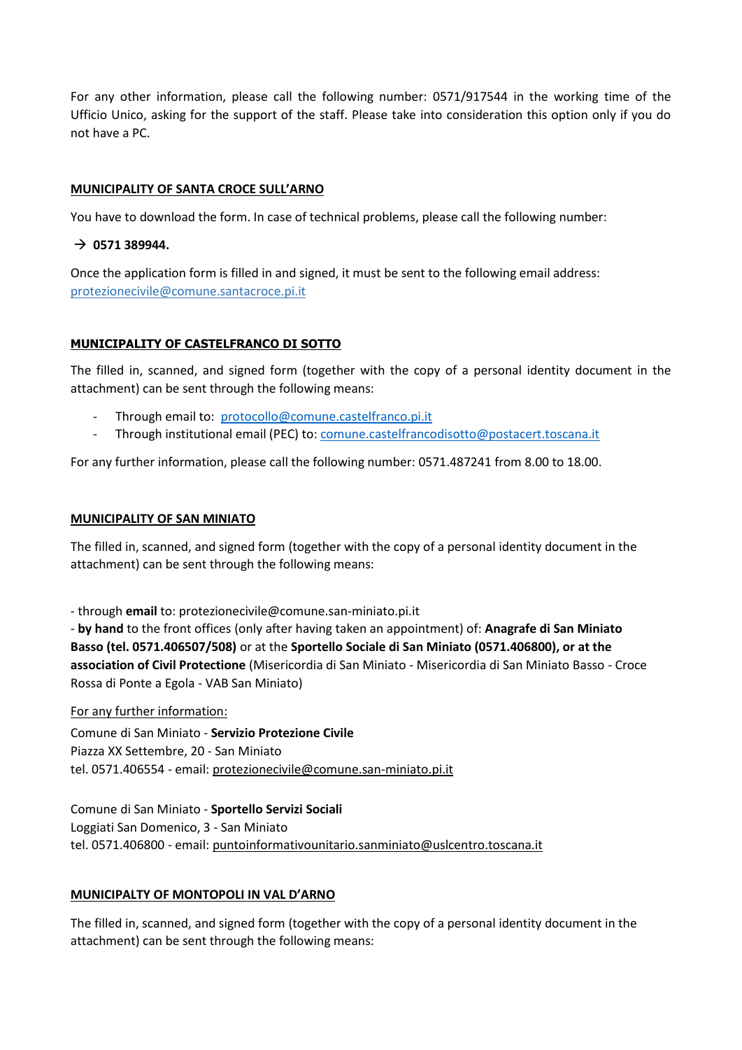For any other information, please call the following number: 0571/917544 in the working time of the Ufficio Unico, asking for the support of the staff. Please take into consideration this option only if you do not have a PC.

## MUNICIPALITY OF SANTA CROCE SULL'ARNO

You have to download the form. In case of technical problems, please call the following number:

→ **0571 389944.**

Once the application form is filled in and signed, it must be sent to the following email address: protezionecivile@comune.santacroce.pi.it

## MUNICIPALITY OF CASTELFRANCO DI SOTTO

The filled in, scanned, and signed form (together with the copy of a personal identity document in the attachment) can be sent through the following means:

- Through email to: protocollo@comune.castelfranco.pi.it
- Through institutional email (PEC) to: comune.castelfrancodisotto@postacert.toscana.it

For any further information, please call the following number: 0571.487241 from 8.00 to 18.00.

## MUNICIPALITY OF SAN MINIATO

The filled in, scanned, and signed form (together with the copy of a personal identity document in the attachment) can be sent through the following means:

- through **email** to: protezionecivile@comune.san-miniato.pi.it
- **by hand** to the front offices (only after having taken an appointment) of: **Anagrafe di San Miniato Basso (tel. 0571.406507/508)** or at the **Sportello Sociale di San Miniato (0571.406800), or at the association of Civil Protection** (Misericordia di San Miniato - Misericordia di San Miniato Basso - Croce Rossa di Ponte a Egola - VAB San Miniato)

For any further information:

Comune di San Miniato - **Servizio Protezione Civile**
Piazza XX Settembre, 20 - San Miniato
tel. 0571.406554 - email: protezionecivile@comune.san-miniato.pi.it

Comune di San Miniato - **Sportello Servizi Sociali**
Loggiati San Domenico, 3 - San Miniato
tel. 0571.406800 - email: puntoinformativounitario.sanminiato@uslcentro.toscana.it

## MUNICIPALTY OF MONTOPOLI IN VAL D'ARNO

The filled in, scanned, and signed form (together with the copy of a personal identity document in the attachment) can be sent through the following means: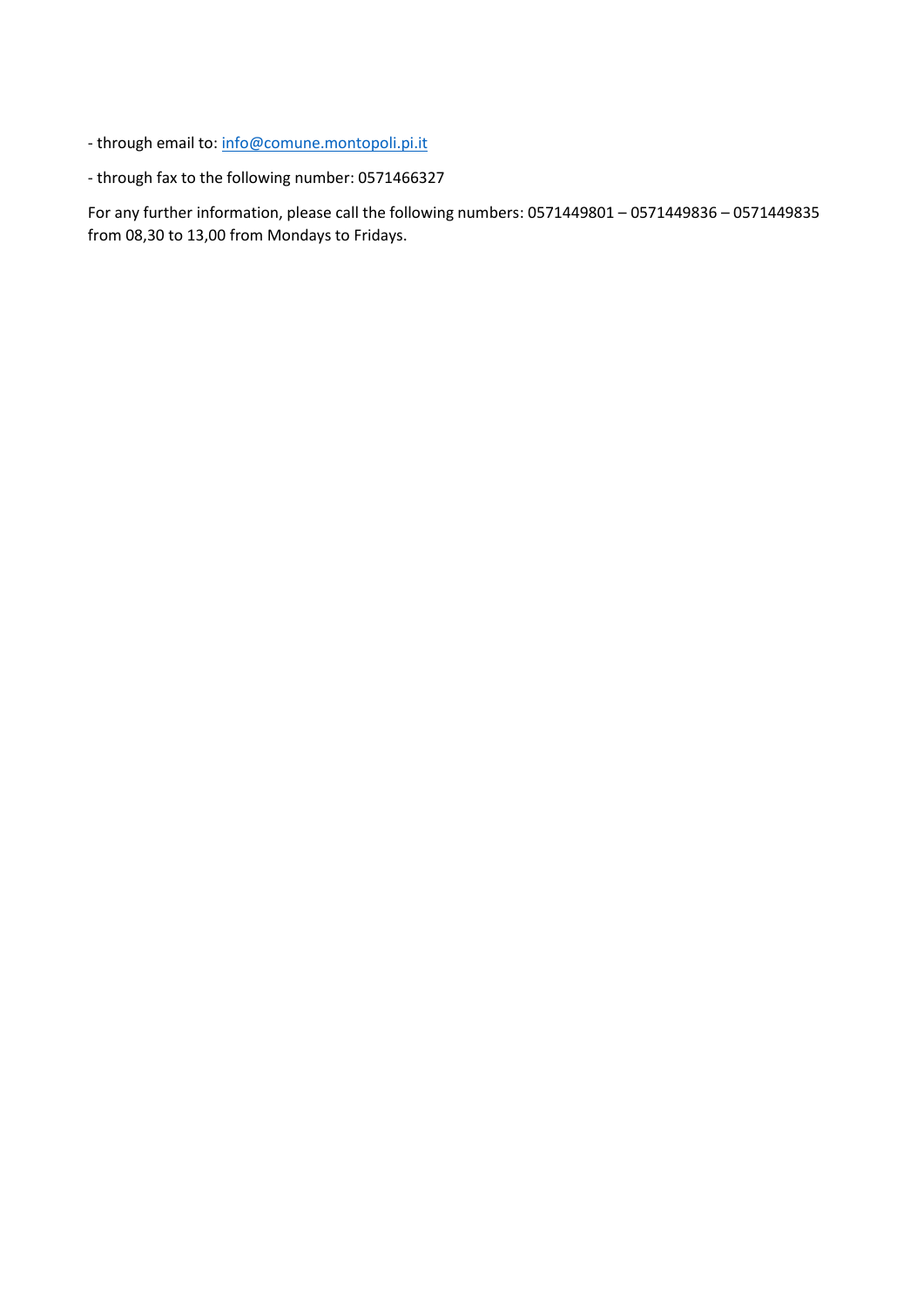- through email to: info@comune.montopoli.pi.it

- through fax to the following number: 0571466327

For any further information, please call the following numbers: 0571449801 – 0571449836 – 0571449835 from 08,30 to 13,00 from Mondays to Fridays.